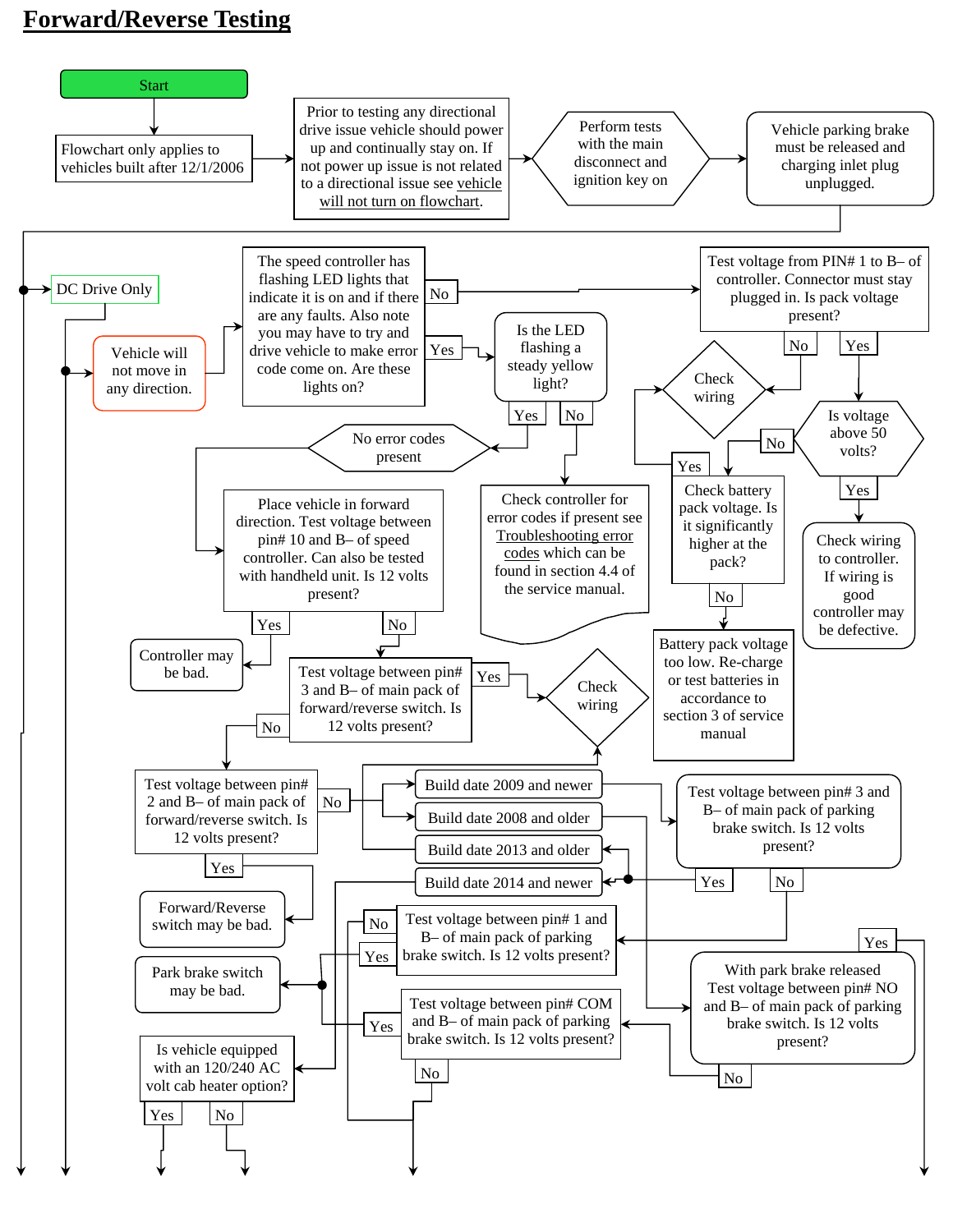# Forward/Reverse Testing

Start

Flowchart only applies to vehicles built after 12/1/2006

Prior to testing any directional drive issue vehicle should power up and continually stay on. If not power up issue is not related to a directional issue see vehicle will not turn on flowchart.

Perform tests with the main disconnect and ignition key on

Vehicle parking brake must be released and charging inlet plug unplugged.

DC Drive Only

Vehicle will not move in any direction.

The speed controller has flashing LED lights that indicate it is on and if there are any faults. Also note you may have to try and drive vehicle to make error code come on. Are these lights on?

No

Yes

Test voltage from PIN# 1 to B– of controller. Connector must stay plugged in. Is pack voltage present?

No

Yes

Is the LED flashing a steady yellow light?

Yes

No

Check wiring

Is voltage above 50 volts?

No

Yes

No error codes present

Check controller for error codes if present see Troubleshooting error codes which can be found in section 4.4 of the service manual.

Yes

Check battery pack voltage. Is it significantly higher at the pack?

No

Check wiring to controller. If wiring is good controller may be defective.

Place vehicle in forward direction. Test voltage between pin# 10 and B– of speed controller. Can also be tested with handheld unit. Is 12 volts present?

Yes

No

Battery pack voltage too low. Re-charge or test batteries in accordance to section 3 of service manual

Controller may be bad.

Test voltage between pin# 3 and B– of main pack of forward/reverse switch. Is 12 volts present?

Yes

Check wiring

No

Test voltage between pin# 2 and B– of main pack of forward/reverse switch. Is 12 volts present?

No

Build date 2009 and newer

Build date 2008 and older

Build date 2013 and older

Build date 2014 and newer

Test voltage between pin# 3 and B– of main pack of parking brake switch. Is 12 volts present?

Yes

No

Yes

Forward/Reverse switch may be bad.

No

Test voltage between pin# 1 and B– of main pack of parking brake switch. Is 12 volts present?

Yes

Yes

Park brake switch may be bad.

With park brake released Test voltage between pin# NO and B– of main pack of parking brake switch. Is 12 volts present?

Yes

Test voltage between pin# COM and B– of main pack of parking brake switch. Is 12 volts present?

No

No

Is vehicle equipped with an 120/240 AC volt cab heater option?

Yes

No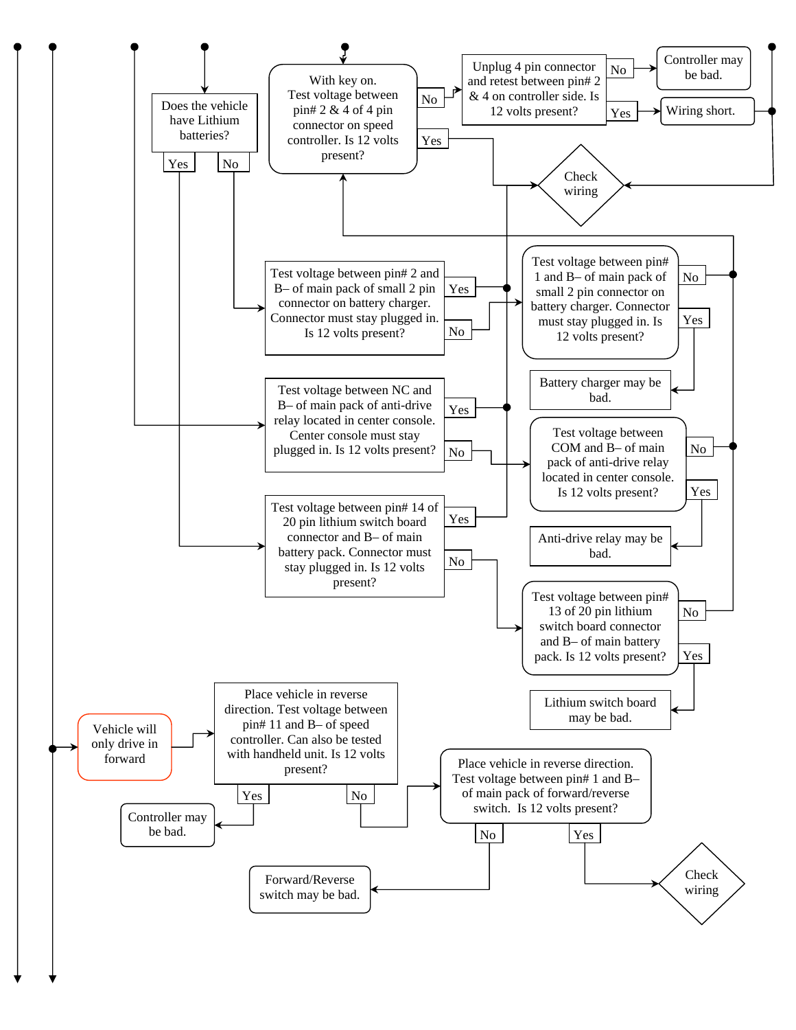Does the vehicle have Lithium batteries?

Yes | No

With key on. Test voltage between pin# 2 & 4 of 4 pin connector on speed controller. Is 12 volts present?

No | Yes

Unplug 4 pin connector and retest between pin# 2 & 4 on controller side. Is 12 volts present?

No → Controller may be bad.

Yes → Wiring short.

Check wiring

Test voltage between pin# 2 and B– of main pack of small 2 pin connector on battery charger. Connector must stay plugged in. Is 12 volts present?

Yes | No

Test voltage between pin# 1 and B– of main pack of small 2 pin connector on battery charger. Connector must stay plugged in. Is 12 volts present?

No | Yes

Battery charger may be bad.

Test voltage between NC and B– of main pack of anti-drive relay located in center console. Center console must stay plugged in. Is 12 volts present?

Yes | No

Test voltage between COM and B– of main pack of anti-drive relay located in center console. Is 12 volts present?

No | Yes

Anti-drive relay may be bad.

Test voltage between pin# 14 of 20 pin lithium switch board connector and B– of main battery pack. Connector must stay plugged in. Is 12 volts present?

Yes | No

Test voltage between pin# 13 of 20 pin lithium switch board connector and B– of main battery pack. Is 12 volts present?

No | Yes

Lithium switch board may be bad.

Vehicle will only drive in forward

Place vehicle in reverse direction. Test voltage between pin# 11 and B– of speed controller. Can also be tested with handheld unit. Is 12 volts present?

Yes | No

Controller may be bad.

Place vehicle in reverse direction. Test voltage between pin# 1 and B– of main pack of forward/reverse switch. Is 12 volts present?

No | Yes

Forward/Reverse switch may be bad.

Check wiring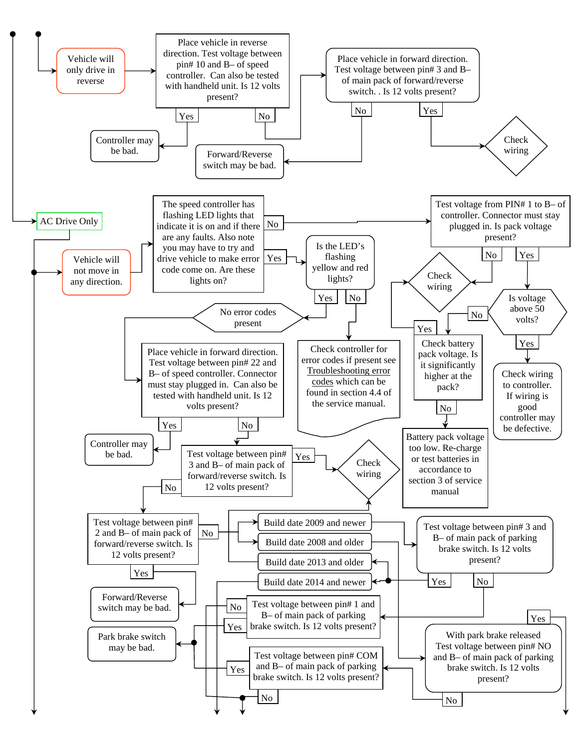Vehicle will only drive in reverse

Place vehicle in reverse direction. Test voltage between pin# 10 and B– of speed controller. Can also be tested with handheld unit. Is 12 volts present?

Yes

No

Controller may be bad.

Place vehicle in forward direction. Test voltage between pin# 3 and B– of main pack of forward/reverse switch. . Is 12 volts present?

No

Yes

Forward/Reverse switch may be bad.

Check wiring

AC Drive Only

Vehicle will not move in any direction.

The speed controller has flashing LED lights that indicate it is on and if there are any faults. Also note you may have to try and drive vehicle to make error code come on. Are these lights on?

No

Yes

Test voltage from PIN# 1 to B– of controller. Connector must stay plugged in. Is pack voltage present?

No

Yes

Is the LED's flashing yellow and red lights?

Yes

No

Check wiring

Is voltage above 50 volts?

No

Yes

No error codes present

Check battery pack voltage. Is it significantly higher at the pack?

Yes

No

Check wiring to controller. If wiring is good controller may be defective.

Place vehicle in forward direction. Test voltage between pin# 22 and B– of speed controller. Connector must stay plugged in. Can also be tested with handheld unit. Is 12 volts present?

Yes

No

Check controller for error codes if present see Troubleshooting error codes which can be found in section 4.4 of the service manual.

Battery pack voltage too low. Re-charge or test batteries in accordance to section 3 of service manual

Controller may be bad.

Test voltage between pin# 3 and B– of main pack of forward/reverse switch. Is 12 volts present?

Yes

No

Check wiring

Test voltage between pin# 2 and B– of main pack of forward/reverse switch. Is 12 volts present?

No

Yes

Build date 2009 and newer

Build date 2008 and older

Build date 2013 and older

Build date 2014 and newer

Test voltage between pin# 3 and B– of main pack of parking brake switch. Is 12 volts present?

Yes

No

Forward/Reverse switch may be bad.

Test voltage between pin# 1 and B– of main pack of parking brake switch. Is 12 volts present?

No

Yes

Yes

With park brake released Test voltage between pin# NO and B– of main pack of parking brake switch. Is 12 volts present?

No

Park brake switch may be bad.

Test voltage between pin# COM and B– of main pack of parking brake switch. Is 12 volts present?

Yes

No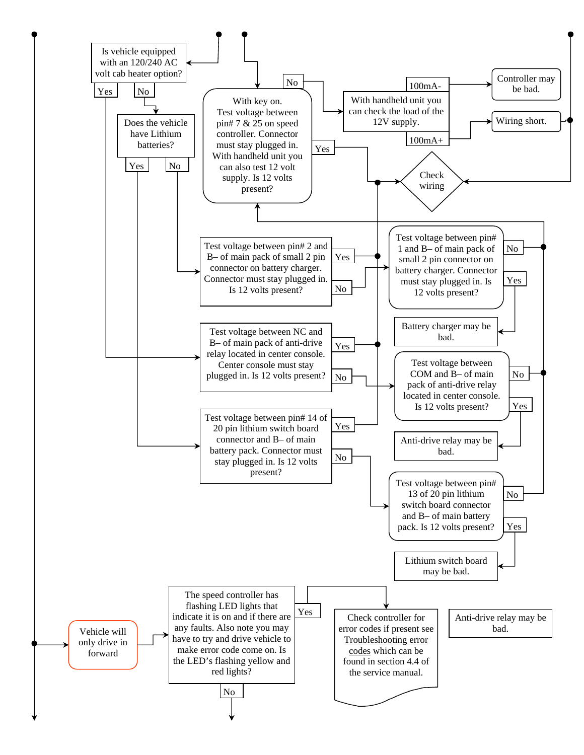Is vehicle equipped with an 120/240 AC volt cab heater option?

Yes

No

Does the vehicle have Lithium batteries?

Yes

No

No

With key on. Test voltage between pin# 7 & 25 on speed controller. Connector must stay plugged in. With handheld unit you can also test 12 volt supply. Is 12 volts present?

Yes

100mA-

With handheld unit you can check the load of the 12V supply.

100mA+

Controller may be bad.

Wiring short.

Check wiring

Test voltage between pin# 2 and B– of main pack of small 2 pin connector on battery charger. Connector must stay plugged in. Is 12 volts present?

Yes

No

Test voltage between pin# 1 and B– of main pack of small 2 pin connector on battery charger. Connector must stay plugged in. Is 12 volts present?

No

Yes

Battery charger may be bad.

Test voltage between NC and B– of main pack of anti-drive relay located in center console. Center console must stay plugged in. Is 12 volts present?

Yes

No

Test voltage between COM and B– of main pack of anti-drive relay located in center console. Is 12 volts present?

No

Yes

Anti-drive relay may be bad.

Test voltage between pin# 14 of 20 pin lithium switch board connector and B– of main battery pack. Connector must stay plugged in. Is 12 volts present?

Yes

No

Test voltage between pin# 13 of 20 pin lithium switch board connector and B– of main battery pack. Is 12 volts present?

No

Yes

Lithium switch board may be bad.

Vehicle will only drive in forward

The speed controller has flashing LED lights that indicate it is on and if there are any faults. Also note you may have to try and drive vehicle to make error code come on. Is the LED's flashing yellow and red lights?

Yes

No

Check controller for error codes if present see Troubleshooting error codes which can be found in section 4.4 of the service manual.

Anti-drive relay may be bad.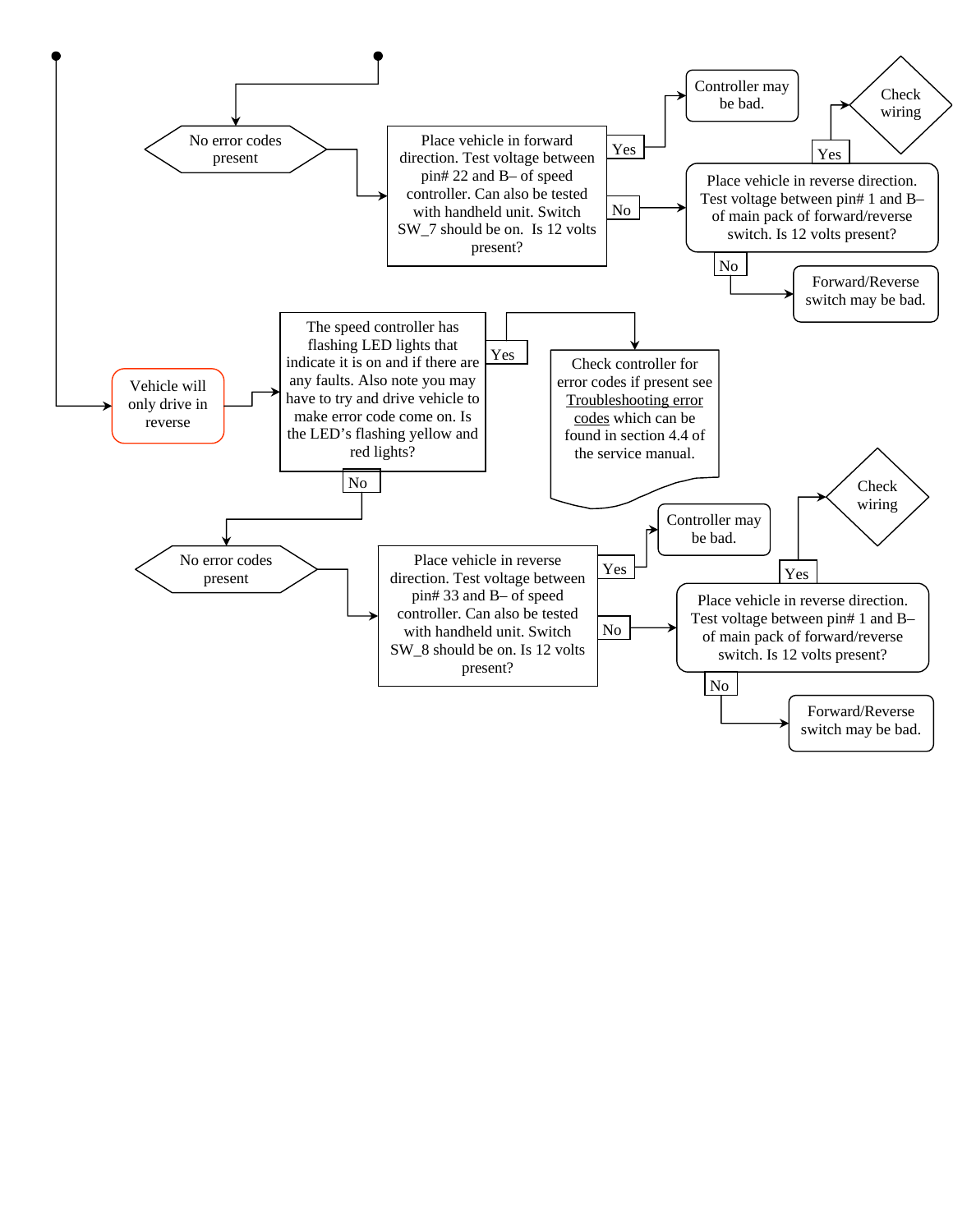No error codes present

Place vehicle in forward direction. Test voltage between pin# 22 and B– of speed controller. Can also be tested with handheld unit. Switch SW_7 should be on. Is 12 volts present?

Yes

Controller may be bad.

No

Place vehicle in reverse direction. Test voltage between pin# 1 and B– of main pack of forward/reverse switch. Is 12 volts present?

Yes

Check wiring

No

Forward/Reverse switch may be bad.

Vehicle will only drive in reverse

The speed controller has flashing LED lights that indicate it is on and if there are any faults. Also note you may have to try and drive vehicle to make error code come on. Is the LED's flashing yellow and red lights?

Yes

Check controller for error codes if present see Troubleshooting error codes which can be found in section 4.4 of the service manual.

No

No error codes present

Place vehicle in reverse direction. Test voltage between pin# 33 and B– of speed controller. Can also be tested with handheld unit. Switch SW_8 should be on. Is 12 volts present?

Yes

Controller may be bad.

No

Place vehicle in reverse direction. Test voltage between pin# 1 and B– of main pack of forward/reverse switch. Is 12 volts present?

Yes

Check wiring

No

Forward/Reverse switch may be bad.